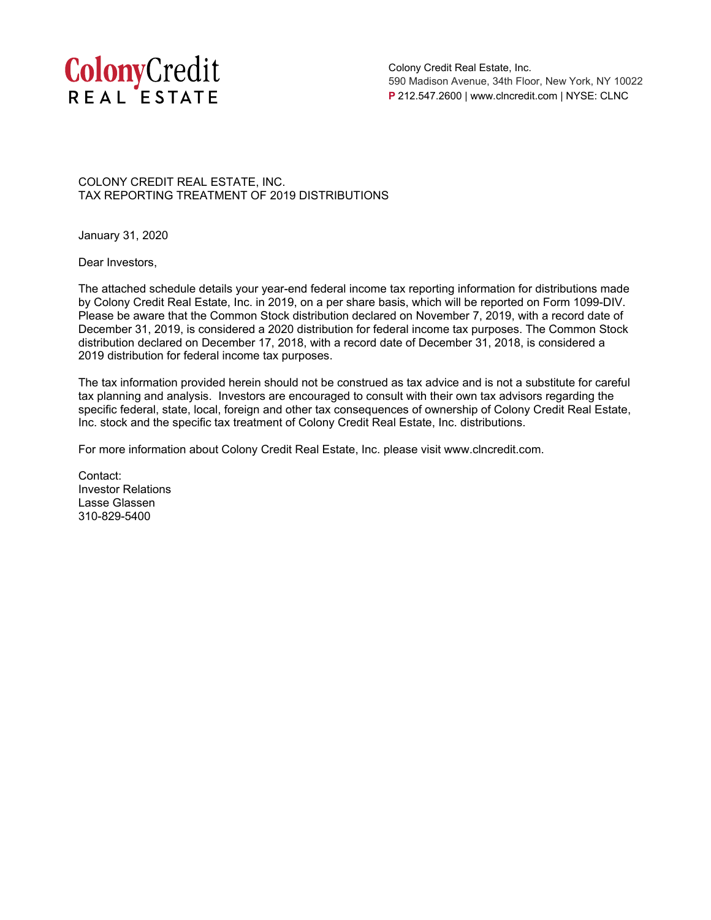**Colony Credit**
**REAL ESTATE**

Colony Credit Real Estate, Inc.
590 Madison Avenue, 34th Floor, New York, NY 10022
P 212.547.2600 | www.clncredit.com | NYSE: CLNC

COLONY CREDIT REAL ESTATE, INC.
TAX REPORTING TREATMENT OF 2019 DISTRIBUTIONS

January 31, 2020

Dear Investors,

The attached schedule details your year-end federal income tax reporting information for distributions made by Colony Credit Real Estate, Inc. in 2019, on a per share basis, which will be reported on Form 1099-DIV. Please be aware that the Common Stock distribution declared on November 7, 2019, with a record date of December 31, 2019, is considered a 2020 distribution for federal income tax purposes. The Common Stock distribution declared on December 17, 2018, with a record date of December 31, 2018, is considered a 2019 distribution for federal income tax purposes.

The tax information provided herein should not be construed as tax advice and is not a substitute for careful tax planning and analysis. Investors are encouraged to consult with their own tax advisors regarding the specific federal, state, local, foreign and other tax consequences of ownership of Colony Credit Real Estate, Inc. stock and the specific tax treatment of Colony Credit Real Estate, Inc. distributions.

For more information about Colony Credit Real Estate, Inc. please visit www.clncredit.com.

Contact:
Investor Relations
Lasse Glassen
310-829-5400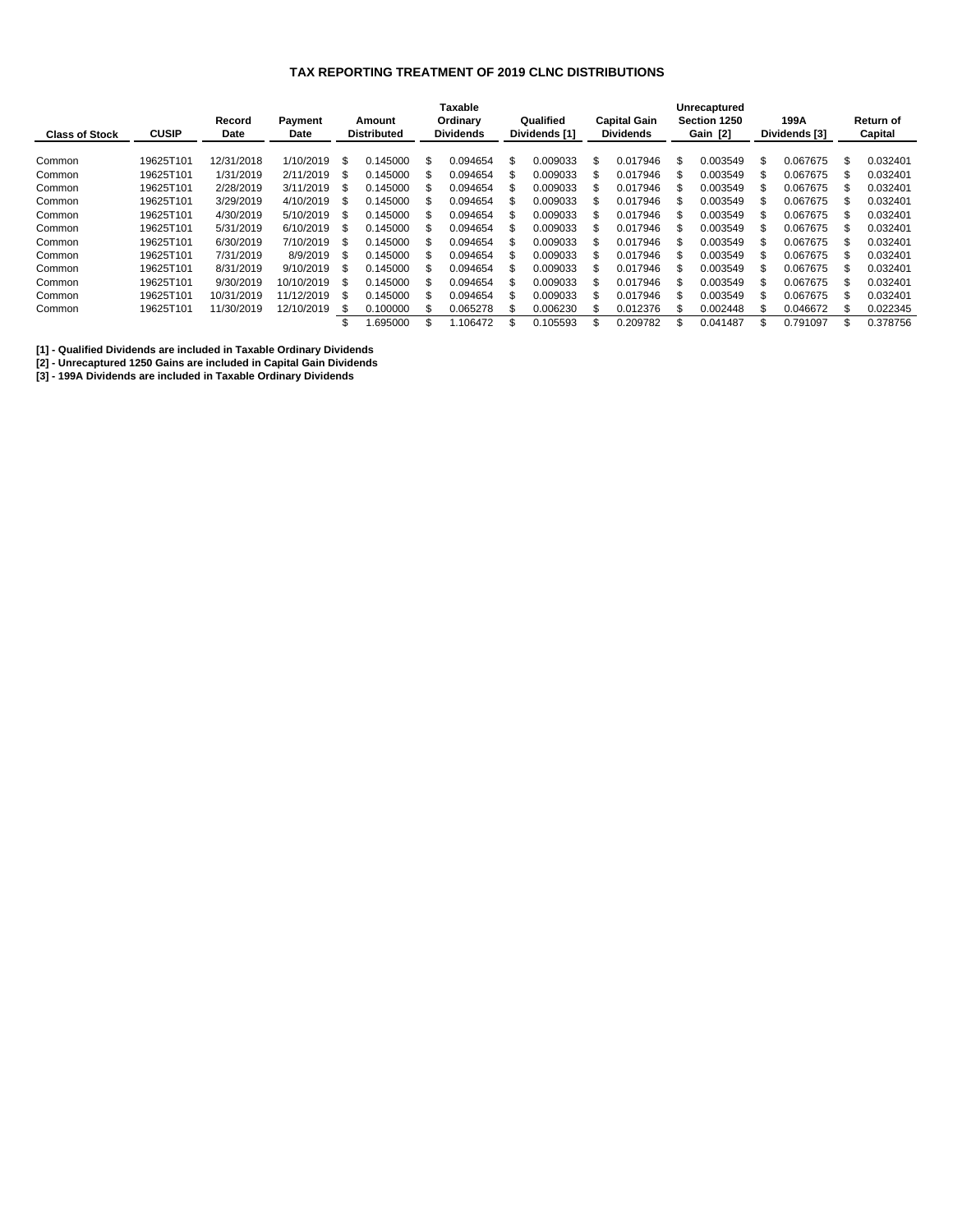## TAX REPORTING TREATMENT OF 2019 CLNC DISTRIBUTIONS

| Class of Stock | CUSIP | Record Date | Payment Date | Amount Distributed | Taxable Ordinary Dividends | Qualified Dividends [1] | Capital Gain Dividends | Unrecaptured Section 1250 Gain [2] | 199A Dividends [3] | Return of Capital |
|---|---|---|---|---|---|---|---|---|---|---|
| Common | 19625T101 | 12/31/2018 | 1/10/2019 | $ 0.145000 | $ 0.094654 | $ 0.009033 | $ 0.017946 | $ 0.003549 | $ 0.067675 | $ 0.032401 |
| Common | 19625T101 | 1/31/2019 | 2/11/2019 | $ 0.145000 | $ 0.094654 | $ 0.009033 | $ 0.017946 | $ 0.003549 | $ 0.067675 | $ 0.032401 |
| Common | 19625T101 | 2/28/2019 | 3/11/2019 | $ 0.145000 | $ 0.094654 | $ 0.009033 | $ 0.017946 | $ 0.003549 | $ 0.067675 | $ 0.032401 |
| Common | 19625T101 | 3/29/2019 | 4/10/2019 | $ 0.145000 | $ 0.094654 | $ 0.009033 | $ 0.017946 | $ 0.003549 | $ 0.067675 | $ 0.032401 |
| Common | 19625T101 | 4/30/2019 | 5/10/2019 | $ 0.145000 | $ 0.094654 | $ 0.009033 | $ 0.017946 | $ 0.003549 | $ 0.067675 | $ 0.032401 |
| Common | 19625T101 | 5/31/2019 | 6/10/2019 | $ 0.145000 | $ 0.094654 | $ 0.009033 | $ 0.017946 | $ 0.003549 | $ 0.067675 | $ 0.032401 |
| Common | 19625T101 | 6/30/2019 | 7/10/2019 | $ 0.145000 | $ 0.094654 | $ 0.009033 | $ 0.017946 | $ 0.003549 | $ 0.067675 | $ 0.032401 |
| Common | 19625T101 | 7/31/2019 | 8/9/2019 | $ 0.145000 | $ 0.094654 | $ 0.009033 | $ 0.017946 | $ 0.003549 | $ 0.067675 | $ 0.032401 |
| Common | 19625T101 | 8/31/2019 | 9/10/2019 | $ 0.145000 | $ 0.094654 | $ 0.009033 | $ 0.017946 | $ 0.003549 | $ 0.067675 | $ 0.032401 |
| Common | 19625T101 | 9/30/2019 | 10/10/2019 | $ 0.145000 | $ 0.094654 | $ 0.009033 | $ 0.017946 | $ 0.003549 | $ 0.067675 | $ 0.032401 |
| Common | 19625T101 | 10/31/2019 | 11/12/2019 | $ 0.145000 | $ 0.094654 | $ 0.009033 | $ 0.017946 | $ 0.003549 | $ 0.067675 | $ 0.032401 |
| Common | 19625T101 | 11/30/2019 | 12/10/2019 | $ 0.100000 | $ 0.065278 | $ 0.006230 | $ 0.012376 | $ 0.002448 | $ 0.046672 | $ 0.022345 |
| | | | | $ 1.695000 | $ 1.106472 | $ 0.105593 | $ 0.209782 | $ 0.041487 | $ 0.791097 | $ 0.378756 |

**[1] - Qualified Dividends are included in Taxable Ordinary Dividends**

**[2] - Unrecaptured 1250 Gains are included in Capital Gain Dividends**

**[3] - 199A Dividends are included in Taxable Ordinary Dividends**